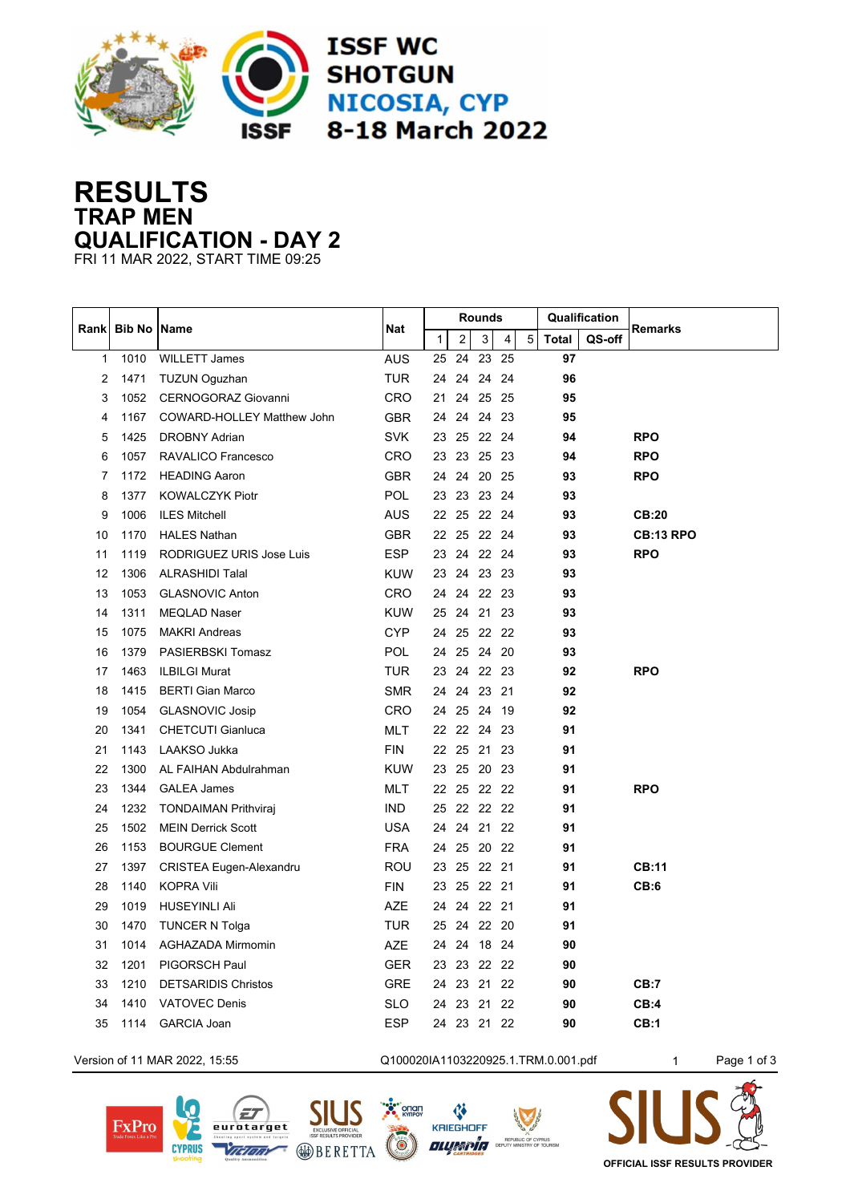ISSF WC SHOTGUN
NICOSIA, CYP
8-18 March 2022

# RESULTS
## TRAP MEN
## QUALIFICATION - DAY 2

FRI 11 MAR 2022, START TIME 09:25

| Rank | Bib No | Name | Nat | Rounds | | | | | Qualification | | Remarks |
|---|---|---|---|---|---|---|---|---|---|---|---|
| | | | | 1 | 2 | 3 | 4 | 5 | Total | QS-off | |
| 1 | 1010 | WILLETT James | AUS | 25 | 24 | 23 | 25 | | **97** | | |
| 2 | 1471 | TUZUN Oguzhan | TUR | 24 | 24 | 24 | 24 | | **96** | | |
| 3 | 1052 | CERNOGORAZ Giovanni | CRO | 21 | 24 | 25 | 25 | | **95** | | |
| 4 | 1167 | COWARD-HOLLEY Matthew John | GBR | 24 | 24 | 24 | 23 | | **95** | | |
| 5 | 1425 | DROBNY Adrian | SVK | 23 | 25 | 22 | 24 | | **94** | | **RPO** |
| 6 | 1057 | RAVALICO Francesco | CRO | 23 | 23 | 25 | 23 | | **94** | | **RPO** |
| 7 | 1172 | HEADING Aaron | GBR | 24 | 24 | 20 | 25 | | **93** | | **RPO** |
| 8 | 1377 | KOWALCZYK Piotr | POL | 23 | 23 | 23 | 24 | | **93** | | |
| 9 | 1006 | ILES Mitchell | AUS | 22 | 25 | 22 | 24 | | **93** | | **CB:20** |
| 10 | 1170 | HALES Nathan | GBR | 22 | 25 | 22 | 24 | | **93** | | **CB:13 RPO** |
| 11 | 1119 | RODRIGUEZ URIS Jose Luis | ESP | 23 | 24 | 22 | 24 | | **93** | | **RPO** |
| 12 | 1306 | ALRASHIDI Talal | KUW | 23 | 24 | 23 | 23 | | **93** | | |
| 13 | 1053 | GLASNOVIC Anton | CRO | 24 | 24 | 22 | 23 | | **93** | | |
| 14 | 1311 | MEQLAD Naser | KUW | 25 | 24 | 21 | 23 | | **93** | | |
| 15 | 1075 | MAKRI Andreas | CYP | 24 | 25 | 22 | 22 | | **93** | | |
| 16 | 1379 | PASIERBSKI Tomasz | POL | 24 | 25 | 24 | 20 | | **93** | | |
| 17 | 1463 | ILBILGI Murat | TUR | 23 | 24 | 22 | 23 | | **92** | | **RPO** |
| 18 | 1415 | BERTI Gian Marco | SMR | 24 | 24 | 23 | 21 | | **92** | | |
| 19 | 1054 | GLASNOVIC Josip | CRO | 24 | 25 | 24 | 19 | | **92** | | |
| 20 | 1341 | CHETCUTI Gianluca | MLT | 22 | 22 | 24 | 23 | | **91** | | |
| 21 | 1143 | LAAKSO Jukka | FIN | 22 | 25 | 21 | 23 | | **91** | | |
| 22 | 1300 | AL FAIHAN Abdulrahman | KUW | 23 | 25 | 20 | 23 | | **91** | | |
| 23 | 1344 | GALEA James | MLT | 22 | 25 | 22 | 22 | | **91** | | **RPO** |
| 24 | 1232 | TONDAIMAN Prithviraj | IND | 25 | 22 | 22 | 22 | | **91** | | |
| 25 | 1502 | MEIN Derrick Scott | USA | 24 | 24 | 21 | 22 | | **91** | | |
| 26 | 1153 | BOURGUE Clement | FRA | 24 | 25 | 20 | 22 | | **91** | | |
| 27 | 1397 | CRISTEA Eugen-Alexandru | ROU | 23 | 25 | 22 | 21 | | **91** | | **CB:11** |
| 28 | 1140 | KOPRA Vili | FIN | 23 | 25 | 22 | 21 | | **91** | | **CB:6** |
| 29 | 1019 | HUSEYINLI Ali | AZE | 24 | 24 | 22 | 21 | | **91** | | |
| 30 | 1470 | TUNCER N Tolga | TUR | 25 | 24 | 22 | 20 | | **91** | | |
| 31 | 1014 | AGHAZADA Mirmomin | AZE | 24 | 24 | 18 | 24 | | **90** | | |
| 32 | 1201 | PIGORSCH Paul | GER | 23 | 23 | 22 | 22 | | **90** | | |
| 33 | 1210 | DETSARIDIS Christos | GRE | 24 | 23 | 21 | 22 | | **90** | | **CB:7** |
| 34 | 1410 | VATOVEC Denis | SLO | 24 | 23 | 21 | 22 | | **90** | | **CB:4** |
| 35 | 1114 | GARCIA Joan | ESP | 24 | 23 | 21 | 22 | | **90** | | **CB:1** |

Version of 11 MAR 2022, 15:55 Q100020IA1103220925.1.TRM.0.001.pdf 1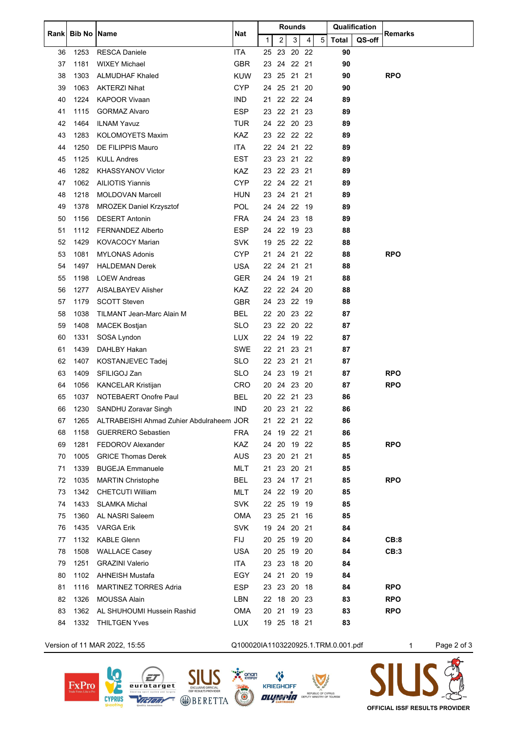| Rank | Bib No | Name | Nat | Rounds | | | | | Qualification | | Remarks |
|---|---|---|---|---|---|---|---|---|---|---|---|
| | | | | 1 | 2 | 3 | 4 | 5 | Total | QS-off | |
| 36 | 1253 | RESCA Daniele | ITA | 25 | 23 | 20 | 22 | | 90 | | |
| 37 | 1181 | WIXEY Michael | GBR | 23 | 24 | 22 | 21 | | 90 | | |
| 38 | 1303 | ALMUDHAF Khaled | KUW | 23 | 25 | 21 | 21 | | 90 | | RPO |
| 39 | 1063 | AKTERZI Nihat | CYP | 24 | 25 | 21 | 20 | | 90 | | |
| 40 | 1224 | KAPOOR Vivaan | IND | 21 | 22 | 22 | 24 | | 89 | | |
| 41 | 1115 | GORMAZ Alvaro | ESP | 23 | 22 | 21 | 23 | | 89 | | |
| 42 | 1464 | ILNAM Yavuz | TUR | 24 | 22 | 20 | 23 | | 89 | | |
| 43 | 1283 | KOLOMOYETS Maxim | KAZ | 23 | 22 | 22 | 22 | | 89 | | |
| 44 | 1250 | DE FILIPPIS Mauro | ITA | 22 | 24 | 21 | 22 | | 89 | | |
| 45 | 1125 | KULL Andres | EST | 23 | 23 | 21 | 22 | | 89 | | |
| 46 | 1282 | KHASSYANOV Victor | KAZ | 23 | 22 | 23 | 21 | | 89 | | |
| 47 | 1062 | AILIOTIS Yiannis | CYP | 22 | 24 | 22 | 21 | | 89 | | |
| 48 | 1218 | MOLDOVAN Marcell | HUN | 23 | 24 | 21 | 21 | | 89 | | |
| 49 | 1378 | MROZEK Daniel Krzysztof | POL | 24 | 24 | 22 | 19 | | 89 | | |
| 50 | 1156 | DESERT Antonin | FRA | 24 | 24 | 23 | 18 | | 89 | | |
| 51 | 1112 | FERNANDEZ Alberto | ESP | 24 | 22 | 19 | 23 | | 88 | | |
| 52 | 1429 | KOVACOCY Marian | SVK | 19 | 25 | 22 | 22 | | 88 | | |
| 53 | 1081 | MYLONAS Adonis | CYP | 21 | 24 | 21 | 22 | | 88 | | RPO |
| 54 | 1497 | HALDEMAN Derek | USA | 22 | 24 | 21 | 21 | | 88 | | |
| 55 | 1198 | LOEW Andreas | GER | 24 | 24 | 19 | 21 | | 88 | | |
| 56 | 1277 | AISALBAYEV Alisher | KAZ | 22 | 22 | 24 | 20 | | 88 | | |
| 57 | 1179 | SCOTT Steven | GBR | 24 | 23 | 22 | 19 | | 88 | | |
| 58 | 1038 | TILMANT Jean-Marc Alain M | BEL | 22 | 20 | 23 | 22 | | 87 | | |
| 59 | 1408 | MACEK Bostjan | SLO | 23 | 22 | 20 | 22 | | 87 | | |
| 60 | 1331 | SOSA Lyndon | LUX | 22 | 24 | 19 | 22 | | 87 | | |
| 61 | 1439 | DAHLBY Hakan | SWE | 22 | 21 | 23 | 21 | | 87 | | |
| 62 | 1407 | KOSTANJEVEC Tadej | SLO | 22 | 23 | 21 | 21 | | 87 | | |
| 63 | 1409 | SFILIGOJ Zan | SLO | 24 | 23 | 19 | 21 | | 87 | | RPO |
| 64 | 1056 | KANCELAR Kristijan | CRO | 20 | 24 | 23 | 20 | | 87 | | RPO |
| 65 | 1037 | NOTEBAERT Onofre Paul | BEL | 20 | 22 | 21 | 23 | | 86 | | |
| 66 | 1230 | SANDHU Zoravar Singh | IND | 20 | 23 | 21 | 22 | | 86 | | |
| 67 | 1265 | ALTRABEISHI Ahmad Zuhier Abdulraheem | JOR | 21 | 22 | 21 | 22 | | 86 | | |
| 68 | 1158 | GUERRERO Sebastien | FRA | 24 | 19 | 22 | 21 | | 86 | | |
| 69 | 1281 | FEDOROV Alexander | KAZ | 24 | 20 | 19 | 22 | | 85 | | RPO |
| 70 | 1005 | GRICE Thomas Derek | AUS | 23 | 20 | 21 | 21 | | 85 | | |
| 71 | 1339 | BUGEJA Emmanuele | MLT | 21 | 23 | 20 | 21 | | 85 | | |
| 72 | 1035 | MARTIN Christophe | BEL | 23 | 24 | 17 | 21 | | 85 | | RPO |
| 73 | 1342 | CHETCUTI William | MLT | 24 | 22 | 19 | 20 | | 85 | | |
| 74 | 1433 | SLAMKA Michal | SVK | 22 | 25 | 19 | 19 | | 85 | | |
| 75 | 1360 | AL NASRI Saleem | OMA | 23 | 25 | 21 | 16 | | 85 | | |
| 76 | 1435 | VARGA Erik | SVK | 19 | 24 | 20 | 21 | | 84 | | |
| 77 | 1132 | KABLE Glenn | FIJ | 20 | 25 | 19 | 20 | | 84 | | CB:8 |
| 78 | 1508 | WALLACE Casey | USA | 20 | 25 | 19 | 20 | | 84 | | CB:3 |
| 79 | 1251 | GRAZINI Valerio | ITA | 23 | 23 | 18 | 20 | | 84 | | |
| 80 | 1102 | AHNEISH Mustafa | EGY | 24 | 21 | 20 | 19 | | 84 | | |
| 81 | 1116 | MARTINEZ TORRES Adria | ESP | 23 | 23 | 20 | 18 | | 84 | | RPO |
| 82 | 1326 | MOUSSA Alain | LBN | 22 | 18 | 20 | 23 | | 83 | | RPO |
| 83 | 1362 | AL SHUHOUMI Hussein Rashid | OMA | 20 | 21 | 19 | 23 | | 83 | | RPO |
| 84 | 1332 | THILTGEN Yves | LUX | 19 | 25 | 18 | 21 | | 83 | | |

Version of 11 MAR 2022, 15:55 Q100020IA1103220925.1.TRM.0.001.pdf 1

OFFICIAL ISSF RESULTS PROVIDER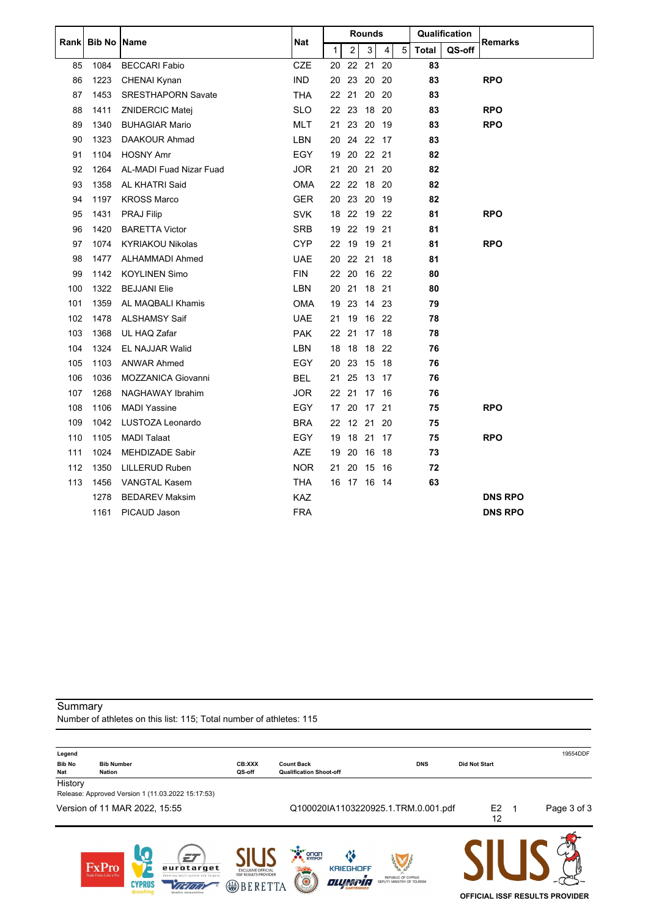| Rank | Bib No | Name | Nat | Rounds | | | | | Qualification | | Remarks |
|---|---|---|---|---|---|---|---|---|---|---|---|
| | | | | 1 | 2 | 3 | 4 | 5 | Total | QS-off | |
| 85 | 1084 | BECCARI Fabio | CZE | 20 | 22 | 21 | 20 | | **83** | | |
| 86 | 1223 | CHENAI Kynan | IND | 20 | 23 | 20 | 20 | | **83** | | **RPO** |
| 87 | 1453 | SRESTHAPORN Savate | THA | 22 | 21 | 20 | 20 | | **83** | | |
| 88 | 1411 | ZNIDERCIC Matej | SLO | 22 | 23 | 18 | 20 | | **83** | | **RPO** |
| 89 | 1340 | BUHAGIAR Mario | MLT | 21 | 23 | 20 | 19 | | **83** | | **RPO** |
| 90 | 1323 | DAAKOUR Ahmad | LBN | 20 | 24 | 22 | 17 | | **83** | | |
| 91 | 1104 | HOSNY Amr | EGY | 19 | 20 | 22 | 21 | | **82** | | |
| 92 | 1264 | AL-MADI Fuad Nizar Fuad | JOR | 21 | 20 | 21 | 20 | | **82** | | |
| 93 | 1358 | AL KHATRI Said | OMA | 22 | 22 | 18 | 20 | | **82** | | |
| 94 | 1197 | KROSS Marco | GER | 20 | 23 | 20 | 19 | | **82** | | |
| 95 | 1431 | PRAJ Filip | SVK | 18 | 22 | 19 | 22 | | **81** | | **RPO** |
| 96 | 1420 | BARETTA Victor | SRB | 19 | 22 | 19 | 21 | | **81** | | |
| 97 | 1074 | KYRIAKOU Nikolas | CYP | 22 | 19 | 19 | 21 | | **81** | | **RPO** |
| 98 | 1477 | ALHAMMADI Ahmed | UAE | 20 | 22 | 21 | 18 | | **81** | | |
| 99 | 1142 | KOYLINEN Simo | FIN | 22 | 20 | 16 | 22 | | **80** | | |
| 100 | 1322 | BEJJANI Elie | LBN | 20 | 21 | 18 | 21 | | **80** | | |
| 101 | 1359 | AL MAQBALI Khamis | OMA | 19 | 23 | 14 | 23 | | **79** | | |
| 102 | 1478 | ALSHAMSY Saif | UAE | 21 | 19 | 16 | 22 | | **78** | | |
| 103 | 1368 | UL HAQ Zafar | PAK | 22 | 21 | 17 | 18 | | **78** | | |
| 104 | 1324 | EL NAJJAR Walid | LBN | 18 | 18 | 18 | 22 | | **76** | | |
| 105 | 1103 | ANWAR Ahmed | EGY | 20 | 23 | 15 | 18 | | **76** | | |
| 106 | 1036 | MOZZANICA Giovanni | BEL | 21 | 25 | 13 | 17 | | **76** | | |
| 107 | 1268 | NAGHAWAY Ibrahim | JOR | 22 | 21 | 17 | 16 | | **76** | | |
| 108 | 1106 | MADI Yassine | EGY | 17 | 20 | 17 | 21 | | **75** | | **RPO** |
| 109 | 1042 | LUSTOZA Leonardo | BRA | 22 | 12 | 21 | 20 | | **75** | | |
| 110 | 1105 | MADI Talaat | EGY | 19 | 18 | 21 | 17 | | **75** | | **RPO** |
| 111 | 1024 | MEHDIZADE Sabir | AZE | 19 | 20 | 16 | 18 | | **73** | | |
| 112 | 1350 | LILLERUD Ruben | NOR | 21 | 20 | 15 | 16 | | **72** | | |
| 113 | 1456 | VANGTAL Kasem | THA | 16 | 17 | 16 | 14 | | **63** | | |
| | 1278 | BEDAREV Maksim | KAZ | | | | | | | | **DNS RPO** |
| | 1161 | PICAUD Jason | FRA | | | | | | | | **DNS RPO** |

Summary

Number of athletes on this list: 115; Total number of athletes: 115

**Legend**

| | | | | | |
|---|---|---|---|---|---|
| **Bib No** | **Bib Number** | **CB:XXX** | **Count Back** | **DNS** | **Did Not Start** |
| **Nat** | **Nation** | **QS-off** | **Qualification Shoot-off** | | |

19554DDF

History

Release: Approved Version 1 (11.03.2022 15:17:53)

Version of 11 MAR 2022, 15:55

Q100020IA1103220925.1.TRM.0.001.pdf

E2 12 1

OFFICIAL ISSF RESULTS PROVIDER